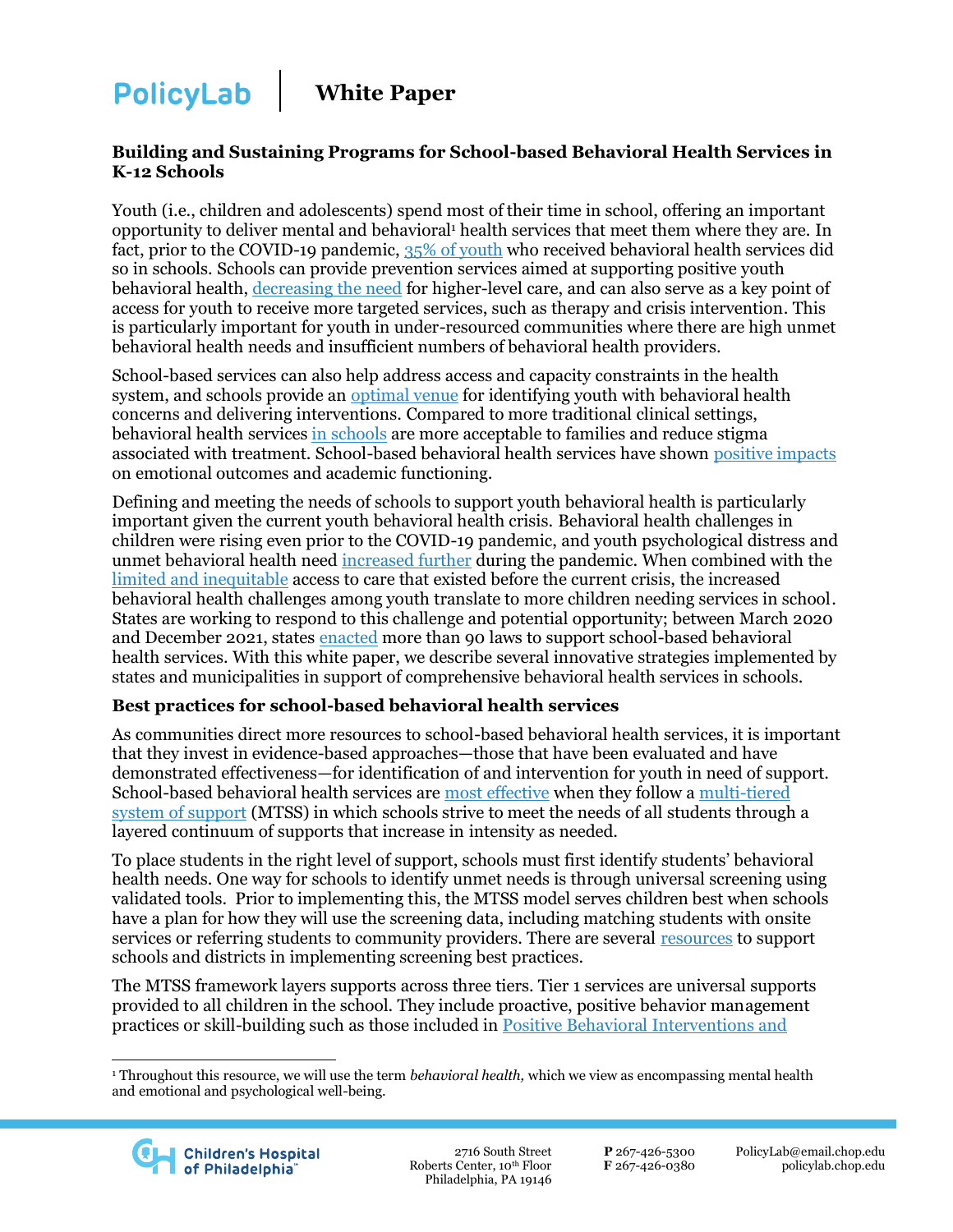PolicyLab | White Paper

## Building and Sustaining Programs for School-based Behavioral Health Services in K-12 Schools

Youth (i.e., children and adolescents) spend most of their time in school, offering an important opportunity to deliver mental and behavioral[1] health services that meet them where they are. In fact, prior to the COVID-19 pandemic, 35% of youth who received behavioral health services did so in schools. Schools can provide prevention services aimed at supporting positive youth behavioral health, decreasing the need for higher-level care, and can also serve as a key point of access for youth to receive more targeted services, such as therapy and crisis intervention. This is particularly important for youth in under-resourced communities where there are high unmet behavioral health needs and insufficient numbers of behavioral health providers.

School-based services can also help address access and capacity constraints in the health system, and schools provide an optimal venue for identifying youth with behavioral health concerns and delivering interventions. Compared to more traditional clinical settings, behavioral health services in schools are more acceptable to families and reduce stigma associated with treatment. School-based behavioral health services have shown positive impacts on emotional outcomes and academic functioning.

Defining and meeting the needs of schools to support youth behavioral health is particularly important given the current youth behavioral health crisis. Behavioral health challenges in children were rising even prior to the COVID-19 pandemic, and youth psychological distress and unmet behavioral health need increased further during the pandemic. When combined with the limited and inequitable access to care that existed before the current crisis, the increased behavioral health challenges among youth translate to more children needing services in school. States are working to respond to this challenge and potential opportunity; between March 2020 and December 2021, states enacted more than 90 laws to support school-based behavioral health services. With this white paper, we describe several innovative strategies implemented by states and municipalities in support of comprehensive behavioral health services in schools.

### Best practices for school-based behavioral health services

As communities direct more resources to school-based behavioral health services, it is important that they invest in evidence-based approaches—those that have been evaluated and have demonstrated effectiveness—for identification of and intervention for youth in need of support. School-based behavioral health services are most effective when they follow a multi-tiered system of support (MTSS) in which schools strive to meet the needs of all students through a layered continuum of supports that increase in intensity as needed.

To place students in the right level of support, schools must first identify students' behavioral health needs. One way for schools to identify unmet needs is through universal screening using validated tools. Prior to implementing this, the MTSS model serves children best when schools have a plan for how they will use the screening data, including matching students with onsite services or referring students to community providers. There are several resources to support schools and districts in implementing screening best practices.

The MTSS framework layers supports across three tiers. Tier 1 services are universal supports provided to all children in the school. They include proactive, positive behavior management practices or skill-building such as those included in Positive Behavioral Interventions and

[1] Throughout this resource, we will use the term *behavioral health,* which we view as encompassing mental health and emotional and psychological well-being.

Children's Hospital of Philadelphia

2716 South Street
Roberts Center, 10th Floor
Philadelphia, PA 19146

**P** 267-426-5300
**F** 267-426-0380

PolicyLab@email.chop.edu
policylab.chop.edu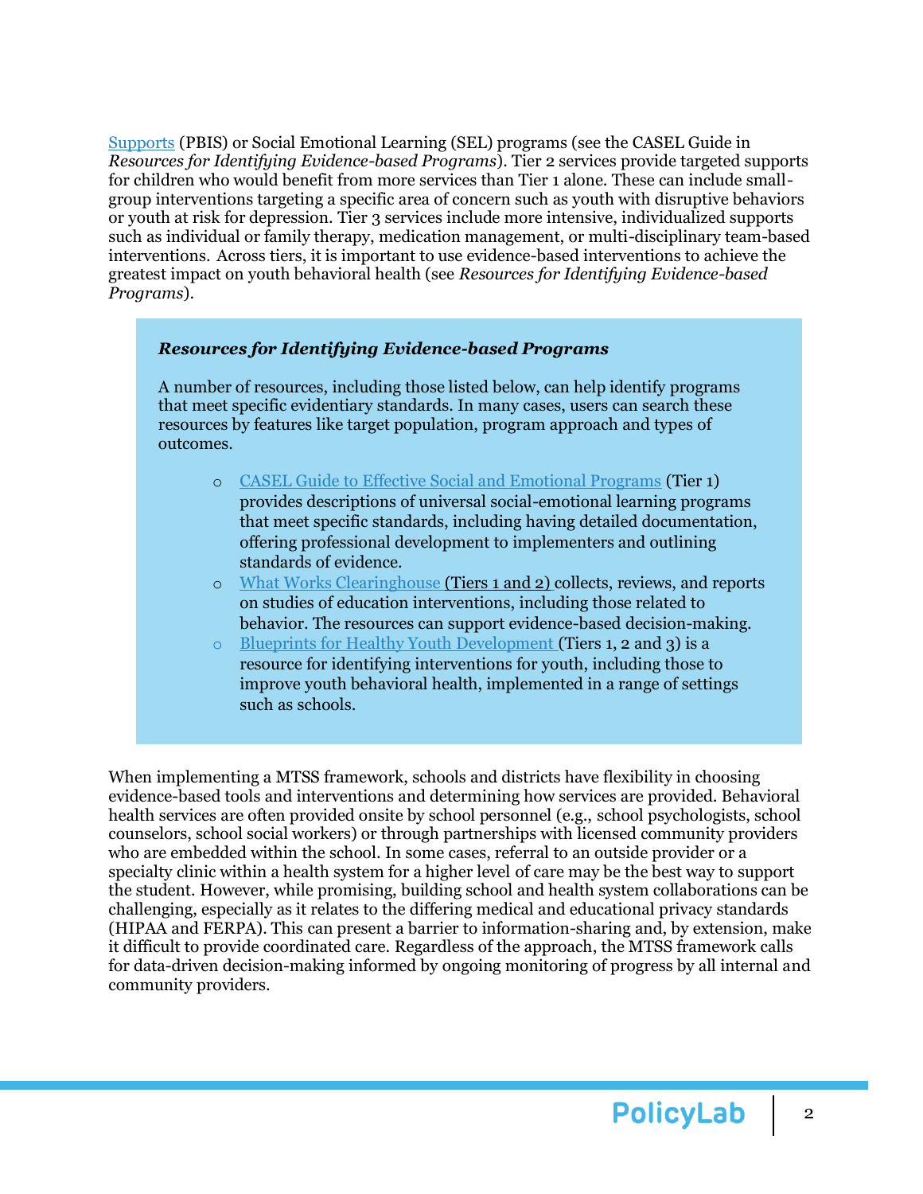Supports (PBIS) or Social Emotional Learning (SEL) programs (see the CASEL Guide in *Resources for Identifying Evidence-based Programs*). Tier 2 services provide targeted supports for children who would benefit from more services than Tier 1 alone. These can include small-group interventions targeting a specific area of concern such as youth with disruptive behaviors or youth at risk for depression. Tier 3 services include more intensive, individualized supports such as individual or family therapy, medication management, or multi-disciplinary team-based interventions. Across tiers, it is important to use evidence-based interventions to achieve the greatest impact on youth behavioral health (see *Resources for Identifying Evidence-based Programs*).

> ***Resources for Identifying Evidence-based Programs***
>
> A number of resources, including those listed below, can help identify programs that meet specific evidentiary standards. In many cases, users can search these resources by features like target population, program approach and types of outcomes.
>
> - CASEL Guide to Effective Social and Emotional Programs (Tier 1) provides descriptions of universal social-emotional learning programs that meet specific standards, including having detailed documentation, offering professional development to implementers and outlining standards of evidence.
> - What Works Clearinghouse (Tiers 1 and 2) collects, reviews, and reports on studies of education interventions, including those related to behavior. The resources can support evidence-based decision-making.
> - Blueprints for Healthy Youth Development (Tiers 1, 2 and 3) is a resource for identifying interventions for youth, including those to improve youth behavioral health, implemented in a range of settings such as schools.

When implementing a MTSS framework, schools and districts have flexibility in choosing evidence-based tools and interventions and determining how services are provided. Behavioral health services are often provided onsite by school personnel (e.g., school psychologists, school counselors, school social workers) or through partnerships with licensed community providers who are embedded within the school. In some cases, referral to an outside provider or a specialty clinic within a health system for a higher level of care may be the best way to support the student. However, while promising, building school and health system collaborations can be challenging, especially as it relates to the differing medical and educational privacy standards (HIPAA and FERPA). This can present a barrier to information-sharing and, by extension, make it difficult to provide coordinated care. Regardless of the approach, the MTSS framework calls for data-driven decision-making informed by ongoing monitoring of progress by all internal and community providers.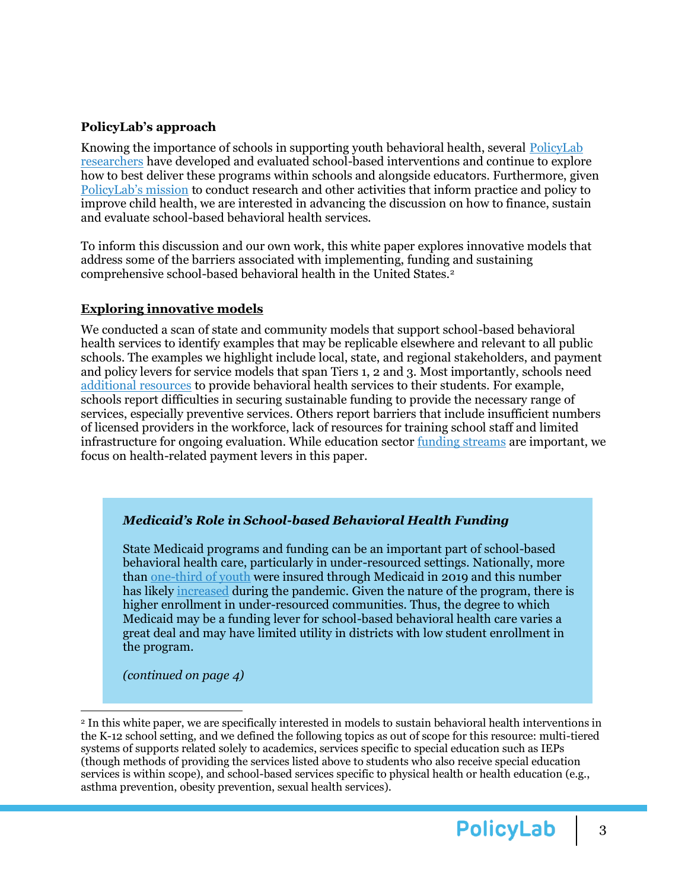**PolicyLab's approach**

Knowing the importance of schools in supporting youth behavioral health, several PolicyLab researchers have developed and evaluated school-based interventions and continue to explore how to best deliver these programs within schools and alongside educators. Furthermore, given PolicyLab's mission to conduct research and other activities that inform practice and policy to improve child health, we are interested in advancing the discussion on how to finance, sustain and evaluate school-based behavioral health services.

To inform this discussion and our own work, this white paper explores innovative models that address some of the barriers associated with implementing, funding and sustaining comprehensive school-based behavioral health in the United States.[2]

**Exploring innovative models**

We conducted a scan of state and community models that support school-based behavioral health services to identify examples that may be replicable elsewhere and relevant to all public schools. The examples we highlight include local, state, and regional stakeholders, and payment and policy levers for service models that span Tiers 1, 2 and 3. Most importantly, schools need additional resources to provide behavioral health services to their students. For example, schools report difficulties in securing sustainable funding to provide the necessary range of services, especially preventive services. Others report barriers that include insufficient numbers of licensed providers in the workforce, lack of resources for training school staff and limited infrastructure for ongoing evaluation. While education sector funding streams are important, we focus on health-related payment levers in this paper.

> ***Medicaid's Role in School-based Behavioral Health Funding***
>
> State Medicaid programs and funding can be an important part of school-based behavioral health care, particularly in under-resourced settings. Nationally, more than one-third of youth were insured through Medicaid in 2019 and this number has likely increased during the pandemic. Given the nature of the program, there is higher enrollment in under-resourced communities. Thus, the degree to which Medicaid may be a funding lever for school-based behavioral health care varies a great deal and may have limited utility in districts with low student enrollment in the program.
>
> *(continued on page 4)*

[2] In this white paper, we are specifically interested in models to sustain behavioral health interventions in the K-12 school setting, and we defined the following topics as out of scope for this resource: multi-tiered systems of supports related solely to academics, services specific to special education such as IEPs (though methods of providing the services listed above to students who also receive special education services is within scope), and school-based services specific to physical health or health education (e.g., asthma prevention, obesity prevention, sexual health services).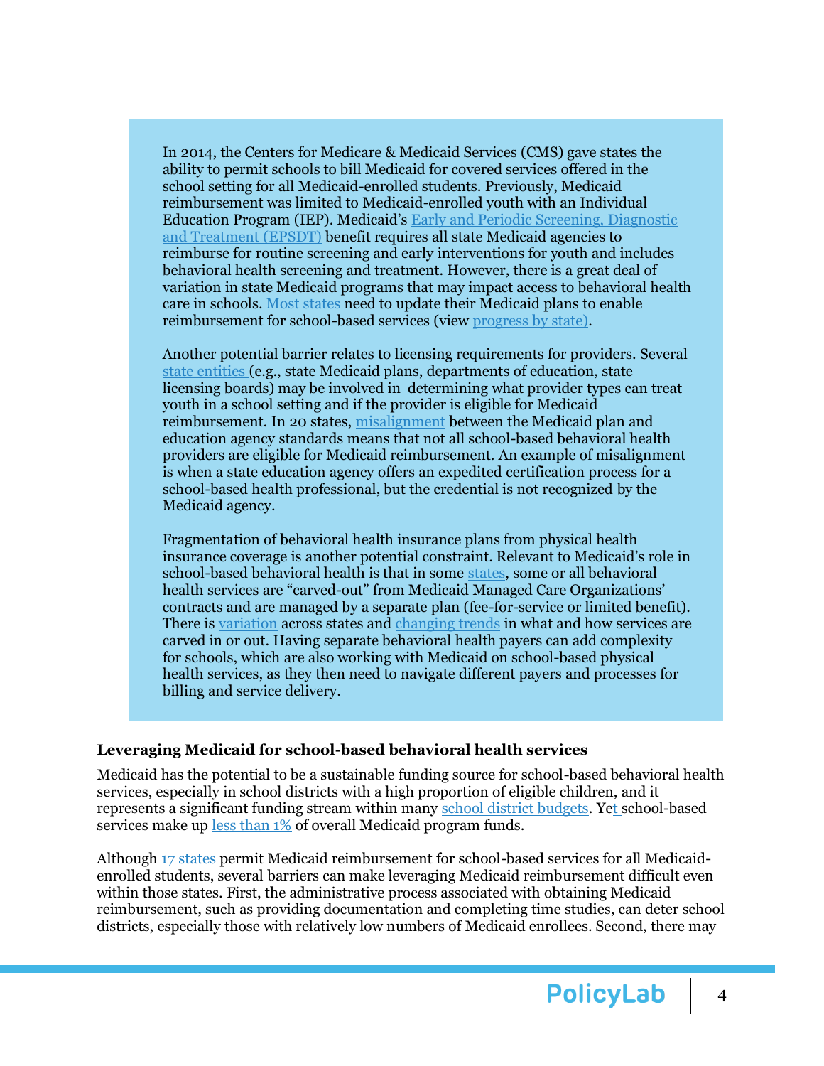In 2014, the Centers for Medicare & Medicaid Services (CMS) gave states the ability to permit schools to bill Medicaid for covered services offered in the school setting for all Medicaid-enrolled students. Previously, Medicaid reimbursement was limited to Medicaid-enrolled youth with an Individual Education Program (IEP). Medicaid's Early and Periodic Screening, Diagnostic and Treatment (EPSDT) benefit requires all state Medicaid agencies to reimburse for routine screening and early interventions for youth and includes behavioral health screening and treatment. However, there is a great deal of variation in state Medicaid programs that may impact access to behavioral health care in schools. Most states need to update their Medicaid plans to enable reimbursement for school-based services (view progress by state).

Another potential barrier relates to licensing requirements for providers. Several state entities (e.g., state Medicaid plans, departments of education, state licensing boards) may be involved in determining what provider types can treat youth in a school setting and if the provider is eligible for Medicaid reimbursement. In 20 states, misalignment between the Medicaid plan and education agency standards means that not all school-based behavioral health providers are eligible for Medicaid reimbursement. An example of misalignment is when a state education agency offers an expedited certification process for a school-based health professional, but the credential is not recognized by the Medicaid agency.

Fragmentation of behavioral health insurance plans from physical health insurance coverage is another potential constraint. Relevant to Medicaid's role in school-based behavioral health is that in some states, some or all behavioral health services are "carved-out" from Medicaid Managed Care Organizations' contracts and are managed by a separate plan (fee-for-service or limited benefit). There is variation across states and changing trends in what and how services are carved in or out. Having separate behavioral health payers can add complexity for schools, which are also working with Medicaid on school-based physical health services, as they then need to navigate different payers and processes for billing and service delivery.

**Leveraging Medicaid for school-based behavioral health services**

Medicaid has the potential to be a sustainable funding source for school-based behavioral health services, especially in school districts with a high proportion of eligible children, and it represents a significant funding stream within many school district budgets. Yet school-based services make up less than 1% of overall Medicaid program funds.

Although 17 states permit Medicaid reimbursement for school-based services for all Medicaid-enrolled students, several barriers can make leveraging Medicaid reimbursement difficult even within those states. First, the administrative process associated with obtaining Medicaid reimbursement, such as providing documentation and completing time studies, can deter school districts, especially those with relatively low numbers of Medicaid enrollees. Second, there may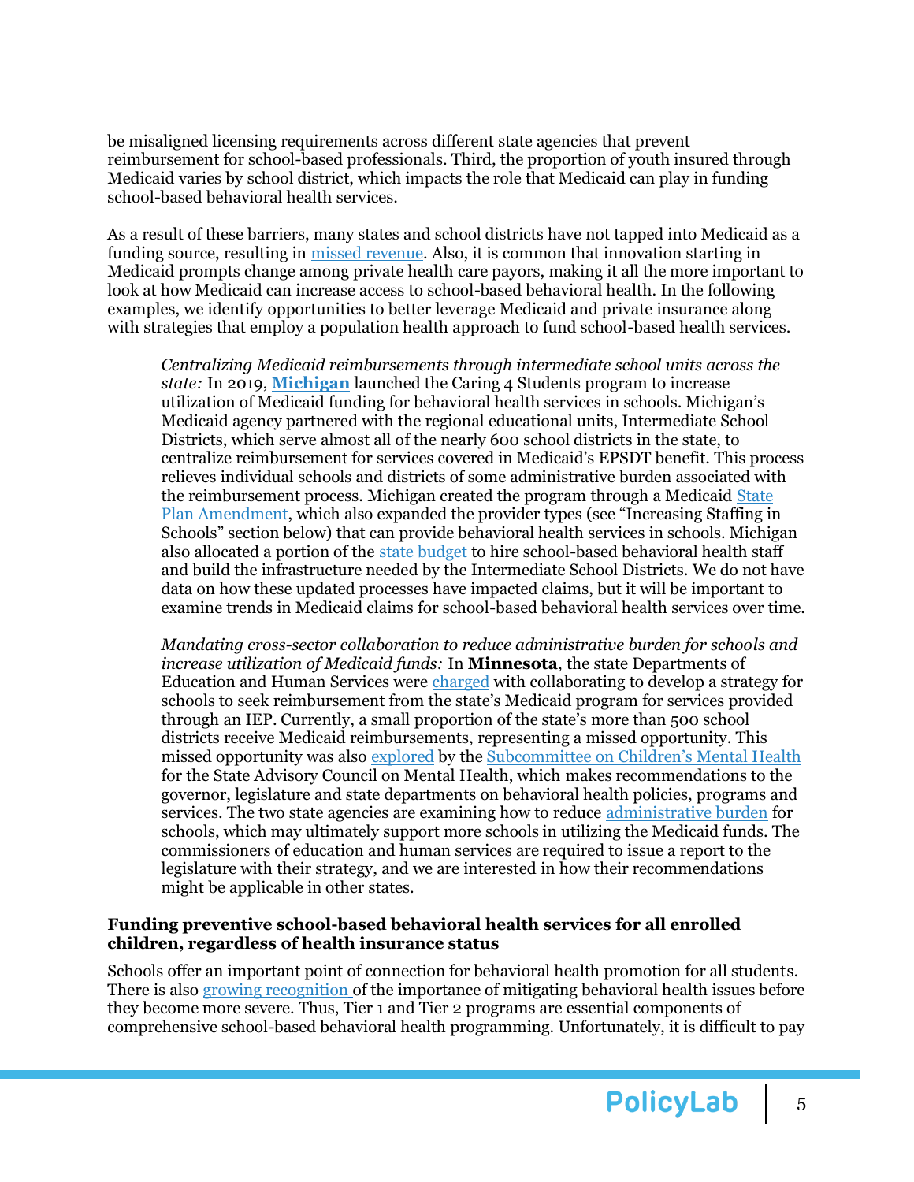be misaligned licensing requirements across different state agencies that prevent reimbursement for school-based professionals. Third, the proportion of youth insured through Medicaid varies by school district, which impacts the role that Medicaid can play in funding school-based behavioral health services.

As a result of these barriers, many states and school districts have not tapped into Medicaid as a funding source, resulting in missed revenue. Also, it is common that innovation starting in Medicaid prompts change among private health care payors, making it all the more important to look at how Medicaid can increase access to school-based behavioral health. In the following examples, we identify opportunities to better leverage Medicaid and private insurance along with strategies that employ a population health approach to fund school-based health services.

> *Centralizing Medicaid reimbursements through intermediate school units across the state:* In 2019, **Michigan** launched the Caring 4 Students program to increase utilization of Medicaid funding for behavioral health services in schools. Michigan's Medicaid agency partnered with the regional educational units, Intermediate School Districts, which serve almost all of the nearly 600 school districts in the state, to centralize reimbursement for services covered in Medicaid's EPSDT benefit. This process relieves individual schools and districts of some administrative burden associated with the reimbursement process. Michigan created the program through a Medicaid State Plan Amendment, which also expanded the provider types (see "Increasing Staffing in Schools" section below) that can provide behavioral health services in schools. Michigan also allocated a portion of the state budget to hire school-based behavioral health staff and build the infrastructure needed by the Intermediate School Districts. We do not have data on how these updated processes have impacted claims, but it will be important to examine trends in Medicaid claims for school-based behavioral health services over time.

> *Mandating cross-sector collaboration to reduce administrative burden for schools and increase utilization of Medicaid funds:* In **Minnesota**, the state Departments of Education and Human Services were charged with collaborating to develop a strategy for schools to seek reimbursement from the state's Medicaid program for services provided through an IEP. Currently, a small proportion of the state's more than 500 school districts receive Medicaid reimbursements, representing a missed opportunity. This missed opportunity was also explored by the Subcommittee on Children's Mental Health for the State Advisory Council on Mental Health, which makes recommendations to the governor, legislature and state departments on behavioral health policies, programs and services. The two state agencies are examining how to reduce administrative burden for schools, which may ultimately support more schools in utilizing the Medicaid funds. The commissioners of education and human services are required to issue a report to the legislature with their strategy, and we are interested in how their recommendations might be applicable in other states.

### Funding preventive school-based behavioral health services for all enrolled children, regardless of health insurance status

Schools offer an important point of connection for behavioral health promotion for all students. There is also growing recognition of the importance of mitigating behavioral health issues before they become more severe. Thus, Tier 1 and Tier 2 programs are essential components of comprehensive school-based behavioral health programming. Unfortunately, it is difficult to pay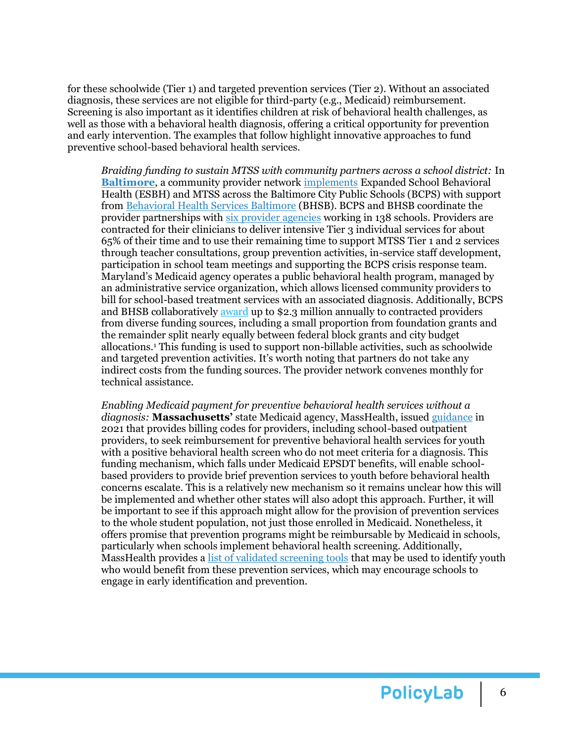for these schoolwide (Tier 1) and targeted prevention services (Tier 2). Without an associated diagnosis, these services are not eligible for third-party (e.g., Medicaid) reimbursement. Screening is also important as it identifies children at risk of behavioral health challenges, as well as those with a behavioral health diagnosis, offering a critical opportunity for prevention and early intervention. The examples that follow highlight innovative approaches to fund preventive school-based behavioral health services.

> *Braiding funding to sustain MTSS with community partners across a school district:* In **Baltimore**, a community provider network implements Expanded School Behavioral Health (ESBH) and MTSS across the Baltimore City Public Schools (BCPS) with support from Behavioral Health Services Baltimore (BHSB). BCPS and BHSB coordinate the provider partnerships with six provider agencies working in 138 schools. Providers are contracted for their clinicians to deliver intensive Tier 3 individual services for about 65% of their time and to use their remaining time to support MTSS Tier 1 and 2 services through teacher consultations, group prevention activities, in-service staff development, participation in school team meetings and supporting the BCPS crisis response team. Maryland's Medicaid agency operates a public behavioral health program, managed by an administrative service organization, which allows licensed community providers to bill for school-based treatment services with an associated diagnosis. Additionally, BCPS and BHSB collaboratively award up to $2.3 million annually to contracted providers from diverse funding sources, including a small proportion from foundation grants and the remainder split nearly equally between federal block grants and city budget allocations.[1] This funding is used to support non-billable activities, such as schoolwide and targeted prevention activities. It's worth noting that partners do not take any indirect costs from the funding sources. The provider network convenes monthly for technical assistance.

> *Enabling Medicaid payment for preventive behavioral health services without a diagnosis:* **Massachusetts'** state Medicaid agency, MassHealth, issued guidance in 2021 that provides billing codes for providers, including school-based outpatient providers, to seek reimbursement for preventive behavioral health services for youth with a positive behavioral health screen who do not meet criteria for a diagnosis. This funding mechanism, which falls under Medicaid EPSDT benefits, will enable school-based providers to provide brief prevention services to youth before behavioral health concerns escalate. This is a relatively new mechanism so it remains unclear how this will be implemented and whether other states will also adopt this approach. Further, it will be important to see if this approach might allow for the provision of prevention services to the whole student population, not just those enrolled in Medicaid. Nonetheless, it offers promise that prevention programs might be reimbursable by Medicaid in schools, particularly when schools implement behavioral health screening. Additionally, MassHealth provides a list of validated screening tools that may be used to identify youth who would benefit from these prevention services, which may encourage schools to engage in early identification and prevention.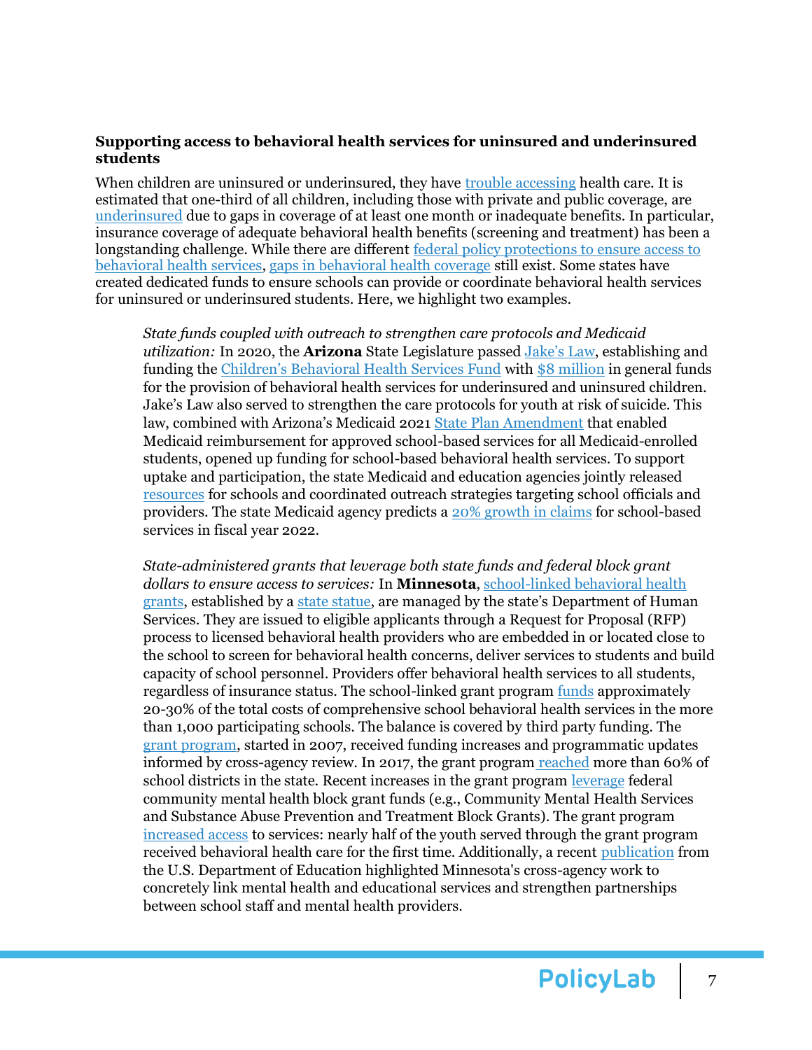**Supporting access to behavioral health services for uninsured and underinsured students**

When children are uninsured or underinsured, they have trouble accessing health care. It is estimated that one-third of all children, including those with private and public coverage, are underinsured due to gaps in coverage of at least one month or inadequate benefits. In particular, insurance coverage of adequate behavioral health benefits (screening and treatment) has been a longstanding challenge. While there are different federal policy protections to ensure access to behavioral health services, gaps in behavioral health coverage still exist. Some states have created dedicated funds to ensure schools can provide or coordinate behavioral health services for uninsured or underinsured students. Here, we highlight two examples.

> *State funds coupled with outreach to strengthen care protocols and Medicaid utilization:* In 2020, the **Arizona** State Legislature passed Jake's Law, establishing and funding the Children's Behavioral Health Services Fund with $8 million in general funds for the provision of behavioral health services for underinsured and uninsured children. Jake's Law also served to strengthen the care protocols for youth at risk of suicide. This law, combined with Arizona's Medicaid 2021 State Plan Amendment that enabled Medicaid reimbursement for approved school-based services for all Medicaid-enrolled students, opened up funding for school-based behavioral health services. To support uptake and participation, the state Medicaid and education agencies jointly released resources for schools and coordinated outreach strategies targeting school officials and providers. The state Medicaid agency predicts a 20% growth in claims for school-based services in fiscal year 2022.
>
> *State-administered grants that leverage both state funds and federal block grant dollars to ensure access to services:* In **Minnesota**, school-linked behavioral health grants, established by a state statue, are managed by the state's Department of Human Services. They are issued to eligible applicants through a Request for Proposal (RFP) process to licensed behavioral health providers who are embedded in or located close to the school to screen for behavioral health concerns, deliver services to students and build capacity of school personnel. Providers offer behavioral health services to all students, regardless of insurance status. The school-linked grant program funds approximately 20-30% of the total costs of comprehensive school behavioral health services in the more than 1,000 participating schools. The balance is covered by third party funding. The grant program, started in 2007, received funding increases and programmatic updates informed by cross-agency review. In 2017, the grant program reached more than 60% of school districts in the state. Recent increases in the grant program leverage federal community mental health block grant funds (e.g., Community Mental Health Services and Substance Abuse Prevention and Treatment Block Grants). The grant program increased access to services: nearly half of the youth served through the grant program received behavioral health care for the first time. Additionally, a recent publication from the U.S. Department of Education highlighted Minnesota's cross-agency work to concretely link mental health and educational services and strengthen partnerships between school staff and mental health providers.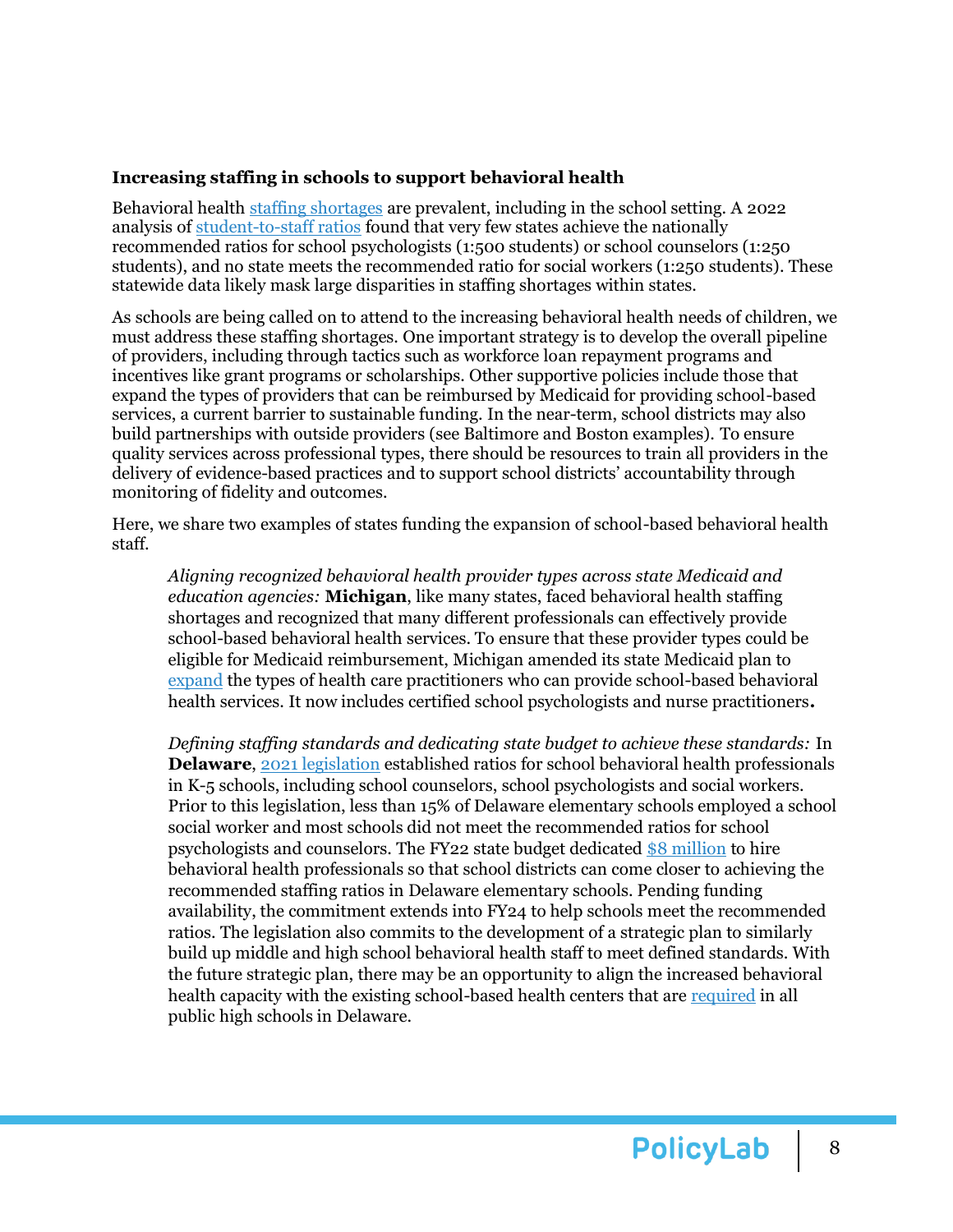### Increasing staffing in schools to support behavioral health

Behavioral health staffing shortages are prevalent, including in the school setting. A 2022 analysis of student-to-staff ratios found that very few states achieve the nationally recommended ratios for school psychologists (1:500 students) or school counselors (1:250 students), and no state meets the recommended ratio for social workers (1:250 students). These statewide data likely mask large disparities in staffing shortages within states.

As schools are being called on to attend to the increasing behavioral health needs of children, we must address these staffing shortages. One important strategy is to develop the overall pipeline of providers, including through tactics such as workforce loan repayment programs and incentives like grant programs or scholarships. Other supportive policies include those that expand the types of providers that can be reimbursed by Medicaid for providing school-based services, a current barrier to sustainable funding. In the near-term, school districts may also build partnerships with outside providers (see Baltimore and Boston examples). To ensure quality services across professional types, there should be resources to train all providers in the delivery of evidence-based practices and to support school districts' accountability through monitoring of fidelity and outcomes.

Here, we share two examples of states funding the expansion of school-based behavioral health staff.

> *Aligning recognized behavioral health provider types across state Medicaid and education agencies:* **Michigan**, like many states, faced behavioral health staffing shortages and recognized that many different professionals can effectively provide school-based behavioral health services. To ensure that these provider types could be eligible for Medicaid reimbursement, Michigan amended its state Medicaid plan to expand the types of health care practitioners who can provide school-based behavioral health services. It now includes certified school psychologists and nurse practitioners**.**
>
> *Defining staffing standards and dedicating state budget to achieve these standards:* In **Delaware**, 2021 legislation established ratios for school behavioral health professionals in K-5 schools, including school counselors, school psychologists and social workers. Prior to this legislation, less than 15% of Delaware elementary schools employed a school social worker and most schools did not meet the recommended ratios for school psychologists and counselors. The FY22 state budget dedicated $8 million to hire behavioral health professionals so that school districts can come closer to achieving the recommended staffing ratios in Delaware elementary schools. Pending funding availability, the commitment extends into FY24 to help schools meet the recommended ratios. The legislation also commits to the development of a strategic plan to similarly build up middle and high school behavioral health staff to meet defined standards. With the future strategic plan, there may be an opportunity to align the increased behavioral health capacity with the existing school-based health centers that are required in all public high schools in Delaware.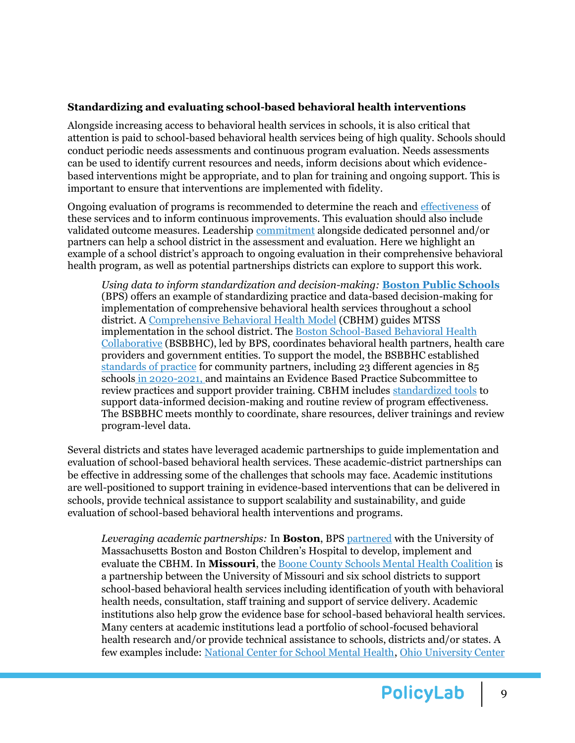### Standardizing and evaluating school-based behavioral health interventions

Alongside increasing access to behavioral health services in schools, it is also critical that attention is paid to school-based behavioral health services being of high quality. Schools should conduct periodic needs assessments and continuous program evaluation. Needs assessments can be used to identify current resources and needs, inform decisions about which evidence-based interventions might be appropriate, and to plan for training and ongoing support. This is important to ensure that interventions are implemented with fidelity.

Ongoing evaluation of programs is recommended to determine the reach and effectiveness of these services and to inform continuous improvements. This evaluation should also include validated outcome measures. Leadership commitment alongside dedicated personnel and/or partners can help a school district in the assessment and evaluation. Here we highlight an example of a school district's approach to ongoing evaluation in their comprehensive behavioral health program, as well as potential partnerships districts can explore to support this work.

> *Using data to inform standardization and decision-making:* **Boston Public Schools** (BPS) offers an example of standardizing practice and data-based decision-making for implementation of comprehensive behavioral health services throughout a school district. A Comprehensive Behavioral Health Model (CBHM) guides MTSS implementation in the school district. The Boston School-Based Behavioral Health Collaborative (BSBBHC), led by BPS, coordinates behavioral health partners, health care providers and government entities. To support the model, the BSBBHC established standards of practice for community partners, including 23 different agencies in 85 schools in 2020-2021, and maintains an Evidence Based Practice Subcommittee to review practices and support provider training. CBHM includes standardized tools to support data-informed decision-making and routine review of program effectiveness. The BSBBHC meets monthly to coordinate, share resources, deliver trainings and review program-level data.

Several districts and states have leveraged academic partnerships to guide implementation and evaluation of school-based behavioral health services. These academic-district partnerships can be effective in addressing some of the challenges that schools may face. Academic institutions are well-positioned to support training in evidence-based interventions that can be delivered in schools, provide technical assistance to support scalability and sustainability, and guide evaluation of school-based behavioral health interventions and programs.

> *Leveraging academic partnerships:* In **Boston**, BPS partnered with the University of Massachusetts Boston and Boston Children's Hospital to develop, implement and evaluate the CBHM. In **Missouri**, the Boone County Schools Mental Health Coalition is a partnership between the University of Missouri and six school districts to support school-based behavioral health services including identification of youth with behavioral health needs, consultation, staff training and support of service delivery. Academic institutions also help grow the evidence base for school-based behavioral health services. Many centers at academic institutions lead a portfolio of school-focused behavioral health research and/or provide technical assistance to schools, districts and/or states. A few examples include: National Center for School Mental Health, Ohio University Center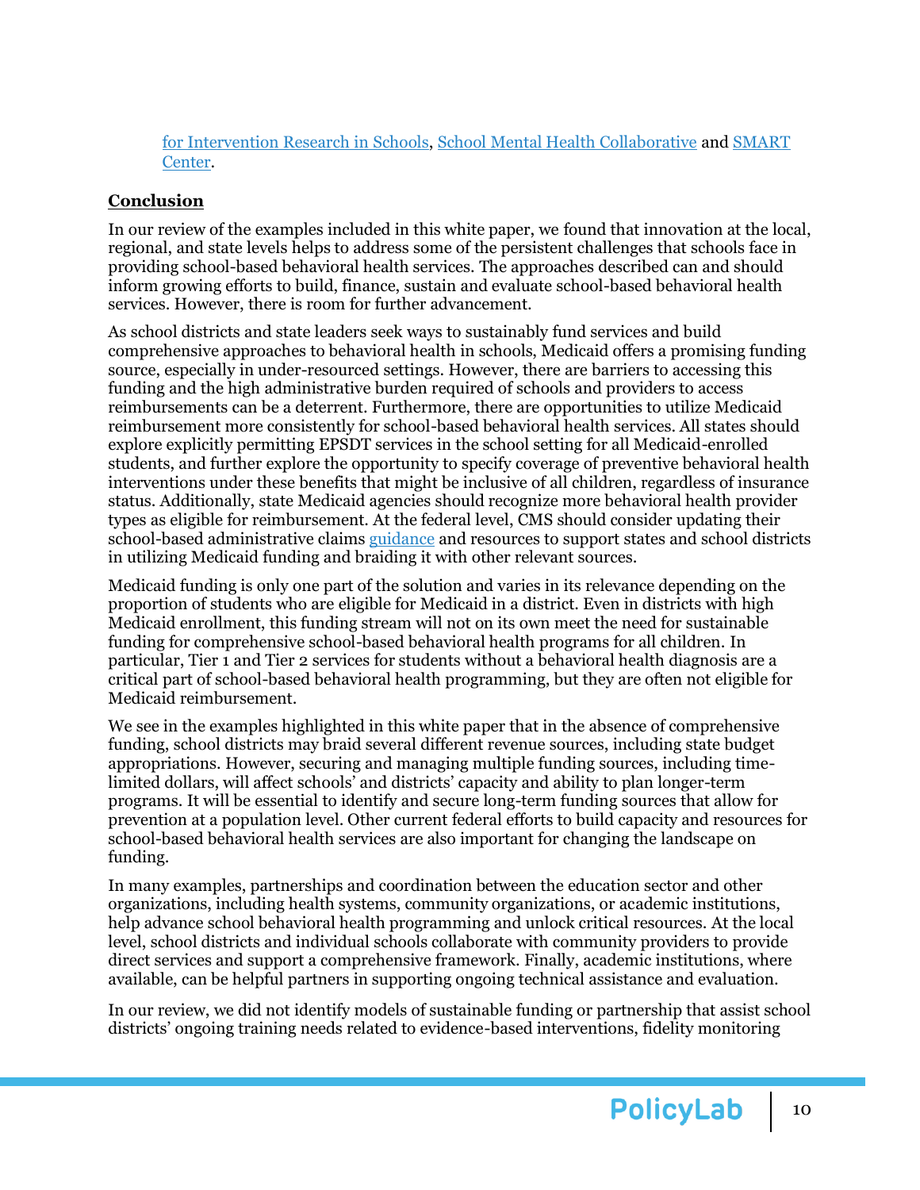for Intervention Research in Schools, School Mental Health Collaborative and SMART Center.

**Conclusion**

In our review of the examples included in this white paper, we found that innovation at the local, regional, and state levels helps to address some of the persistent challenges that schools face in providing school-based behavioral health services. The approaches described can and should inform growing efforts to build, finance, sustain and evaluate school-based behavioral health services. However, there is room for further advancement.

As school districts and state leaders seek ways to sustainably fund services and build comprehensive approaches to behavioral health in schools, Medicaid offers a promising funding source, especially in under-resourced settings. However, there are barriers to accessing this funding and the high administrative burden required of schools and providers to access reimbursements can be a deterrent. Furthermore, there are opportunities to utilize Medicaid reimbursement more consistently for school-based behavioral health services. All states should explore explicitly permitting EPSDT services in the school setting for all Medicaid-enrolled students, and further explore the opportunity to specify coverage of preventive behavioral health interventions under these benefits that might be inclusive of all children, regardless of insurance status. Additionally, state Medicaid agencies should recognize more behavioral health provider types as eligible for reimbursement. At the federal level, CMS should consider updating their school-based administrative claims guidance and resources to support states and school districts in utilizing Medicaid funding and braiding it with other relevant sources.

Medicaid funding is only one part of the solution and varies in its relevance depending on the proportion of students who are eligible for Medicaid in a district. Even in districts with high Medicaid enrollment, this funding stream will not on its own meet the need for sustainable funding for comprehensive school-based behavioral health programs for all children. In particular, Tier 1 and Tier 2 services for students without a behavioral health diagnosis are a critical part of school-based behavioral health programming, but they are often not eligible for Medicaid reimbursement.

We see in the examples highlighted in this white paper that in the absence of comprehensive funding, school districts may braid several different revenue sources, including state budget appropriations. However, securing and managing multiple funding sources, including time-limited dollars, will affect schools' and districts' capacity and ability to plan longer-term programs. It will be essential to identify and secure long-term funding sources that allow for prevention at a population level. Other current federal efforts to build capacity and resources for school-based behavioral health services are also important for changing the landscape on funding.

In many examples, partnerships and coordination between the education sector and other organizations, including health systems, community organizations, or academic institutions, help advance school behavioral health programming and unlock critical resources. At the local level, school districts and individual schools collaborate with community providers to provide direct services and support a comprehensive framework. Finally, academic institutions, where available, can be helpful partners in supporting ongoing technical assistance and evaluation.

In our review, we did not identify models of sustainable funding or partnership that assist school districts' ongoing training needs related to evidence-based interventions, fidelity monitoring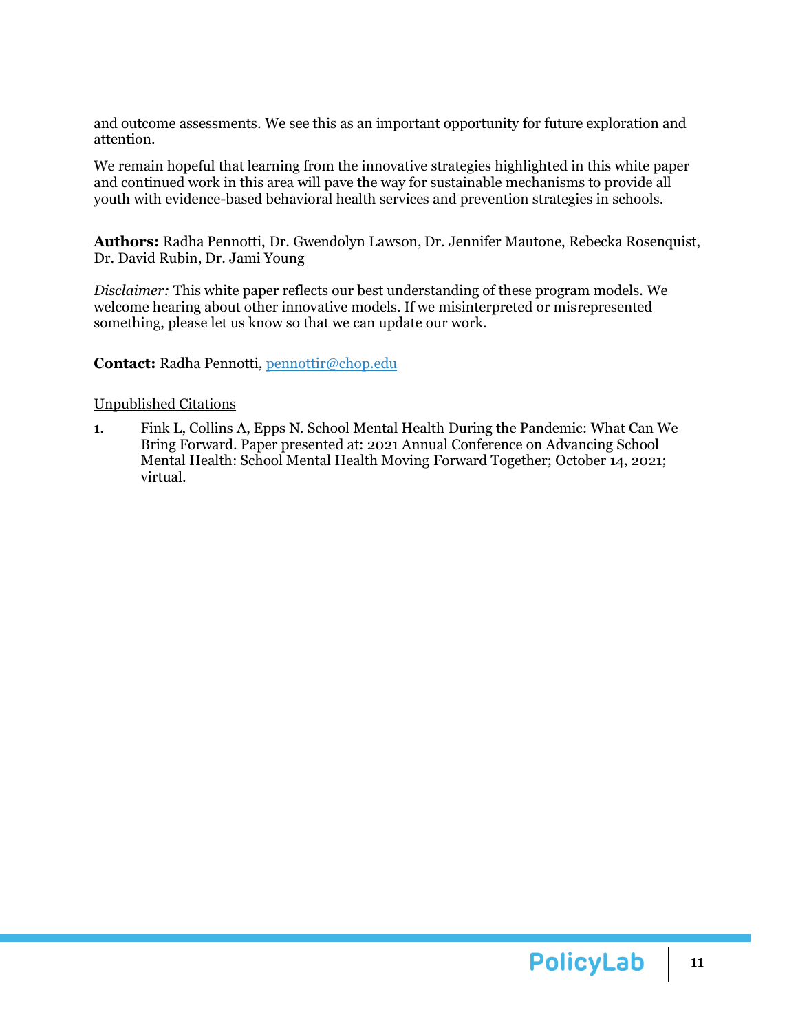and outcome assessments. We see this as an important opportunity for future exploration and attention.

We remain hopeful that learning from the innovative strategies highlighted in this white paper and continued work in this area will pave the way for sustainable mechanisms to provide all youth with evidence-based behavioral health services and prevention strategies in schools.

**Authors:** Radha Pennotti, Dr. Gwendolyn Lawson, Dr. Jennifer Mautone, Rebecka Rosenquist, Dr. David Rubin, Dr. Jami Young

*Disclaimer:* This white paper reflects our best understanding of these program models. We welcome hearing about other innovative models. If we misinterpreted or misrepresented something, please let us know so that we can update our work.

**Contact:** Radha Pennotti, pennottir@chop.edu

Unpublished Citations

1. Fink L, Collins A, Epps N. School Mental Health During the Pandemic: What Can We Bring Forward. Paper presented at: 2021 Annual Conference on Advancing School Mental Health: School Mental Health Moving Forward Together; October 14, 2021; virtual.